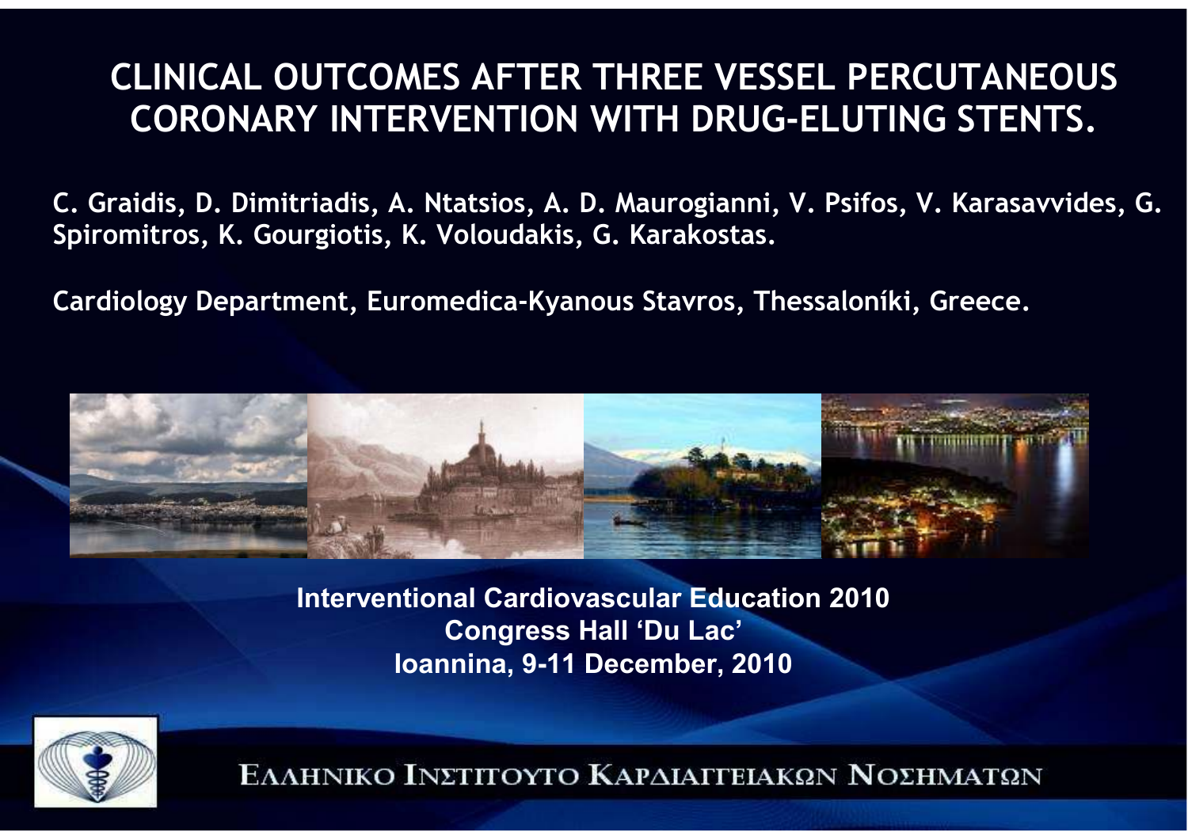# CLINICAL OUTCOMES AFTER THREE VESSEL PERCUTANEOUS CORONARY INTERVENTION WITH DRUG-ELUTING STENTS.

**C. Graidis, D. Dimitriadis, A. Ntatsios, A. D. Maurogianni, V. Psifos, V. Karasavvides, G. Spiromitros, K. Gourgiotis, K. Voloudakis, G. Karakostas.**

**Cardiology Department, Euromedica-Kyanous Stavros, Thessaloníki, Greece.**

**Interventional Cardiovascular Education 2010**
**Congress Hall 'Du Lac'**
**Ioannina, 9-11 December, 2010**

ΕΛΛΗΝΙΚΟ ΙΝΣΤΙΤΟΥΤΟ ΚΑΡΔΙΑΓΓΕΙΑΚΩΝ ΝΟΣΗΜΑΤΩΝ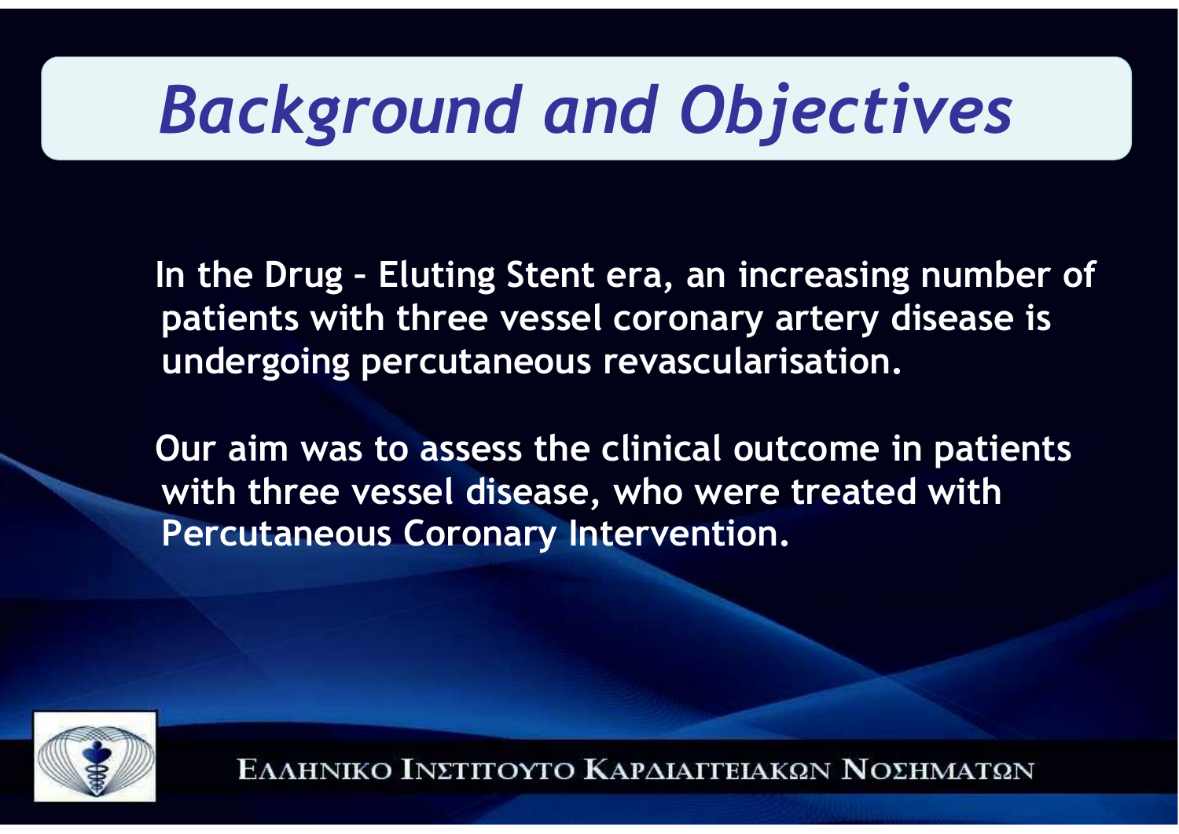# *Background and Objectives*

In the Drug – Eluting Stent era, an increasing number of patients with three vessel coronary artery disease is undergoing percutaneous revascularisation.

Our aim was to assess the clinical outcome in patients with three vessel disease, who were treated with Percutaneous Coronary Intervention.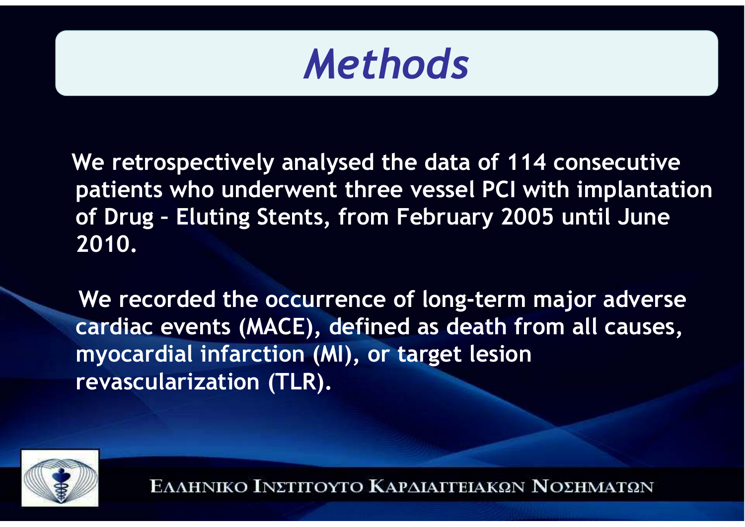# *Methods*

We retrospectively analysed the data of 114 consecutive patients who underwent three vessel PCI with implantation of Drug – Eluting Stents, from February 2005 until June 2010.

We recorded the occurrence of long-term major adverse cardiac events (MACE), defined as death from all causes, myocardial infarction (MI), or target lesion revascularization (TLR).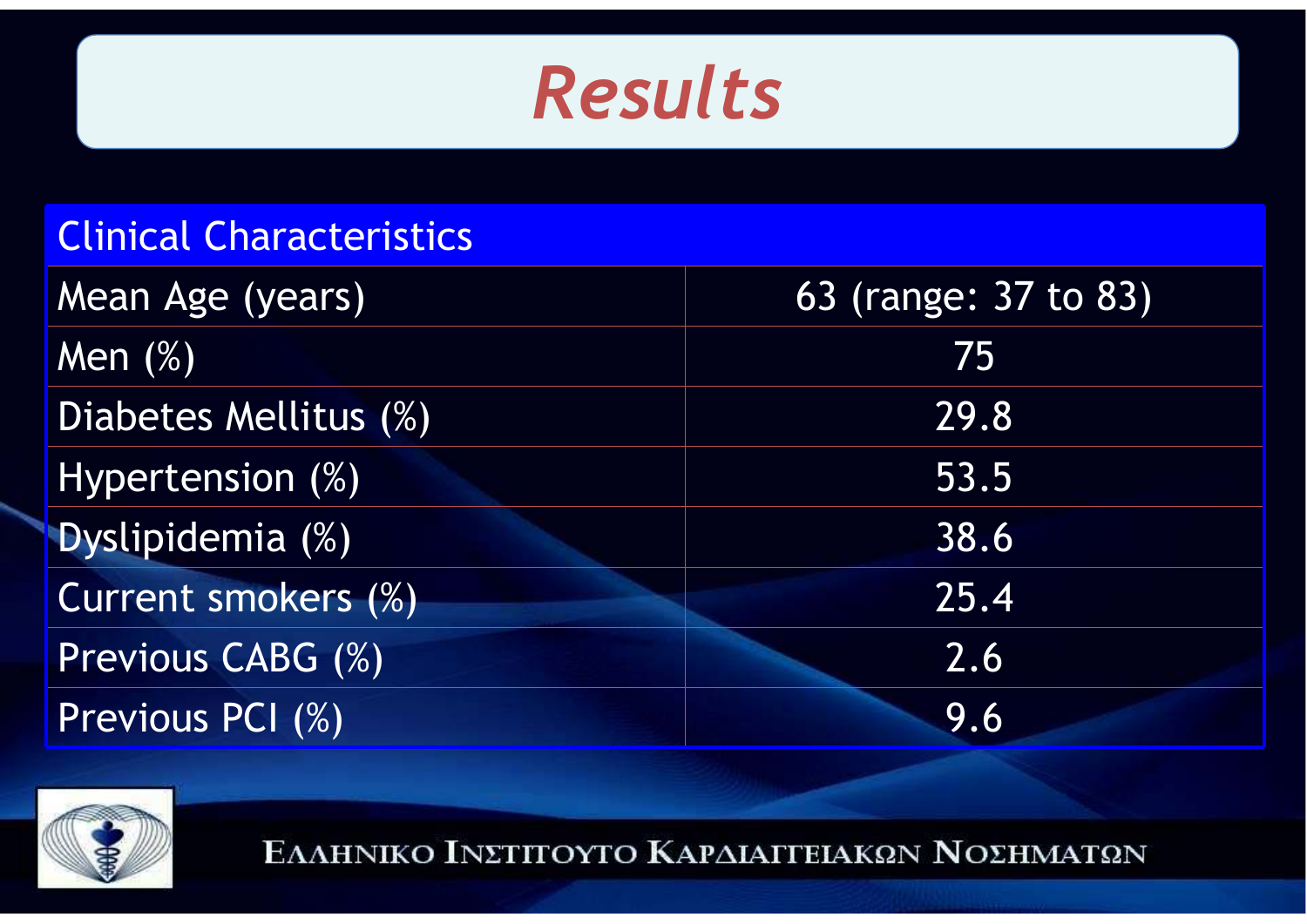# Results

| Clinical Characteristics | |
|---|---|
| Mean Age (years) | 63 (range: 37 to 83) |
| Men (%) | 75 |
| Diabetes Mellitus (%) | 29.8 |
| Hypertension (%) | 53.5 |
| Dyslipidemia (%) | 38.6 |
| Current smokers (%) | 25.4 |
| Previous CABG (%) | 2.6 |
| Previous PCI (%) | 9.6 |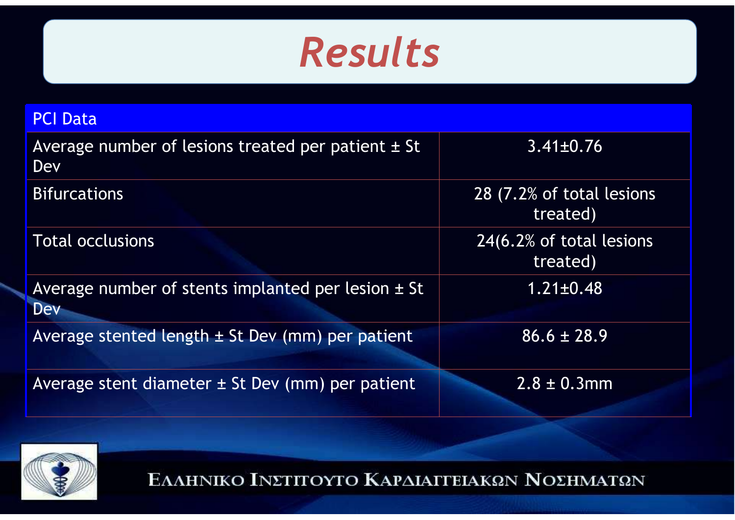# Results

| PCI Data | |
|---|---|
| Average number of lesions treated per patient ± St Dev | 3.41±0.76 |
| Bifurcations | 28 (7.2% of total lesions treated) |
| Total occlusions | 24(6.2% of total lesions treated) |
| Average number of stents implanted per lesion ± St Dev | 1.21±0.48 |
| Average stented length ± St Dev (mm) per patient | 86.6 ± 28.9 |
| Average stent diameter ± St Dev (mm) per patient | 2.8 ± 0.3mm |

ΕΛΛΗΝΙΚΟ ΙΝΣΤΙΤΟΥΤΟ ΚΑΡΔΙΑΓΓΕΙΑΚΩΝ ΝΟΣΗΜΑΤΩΝ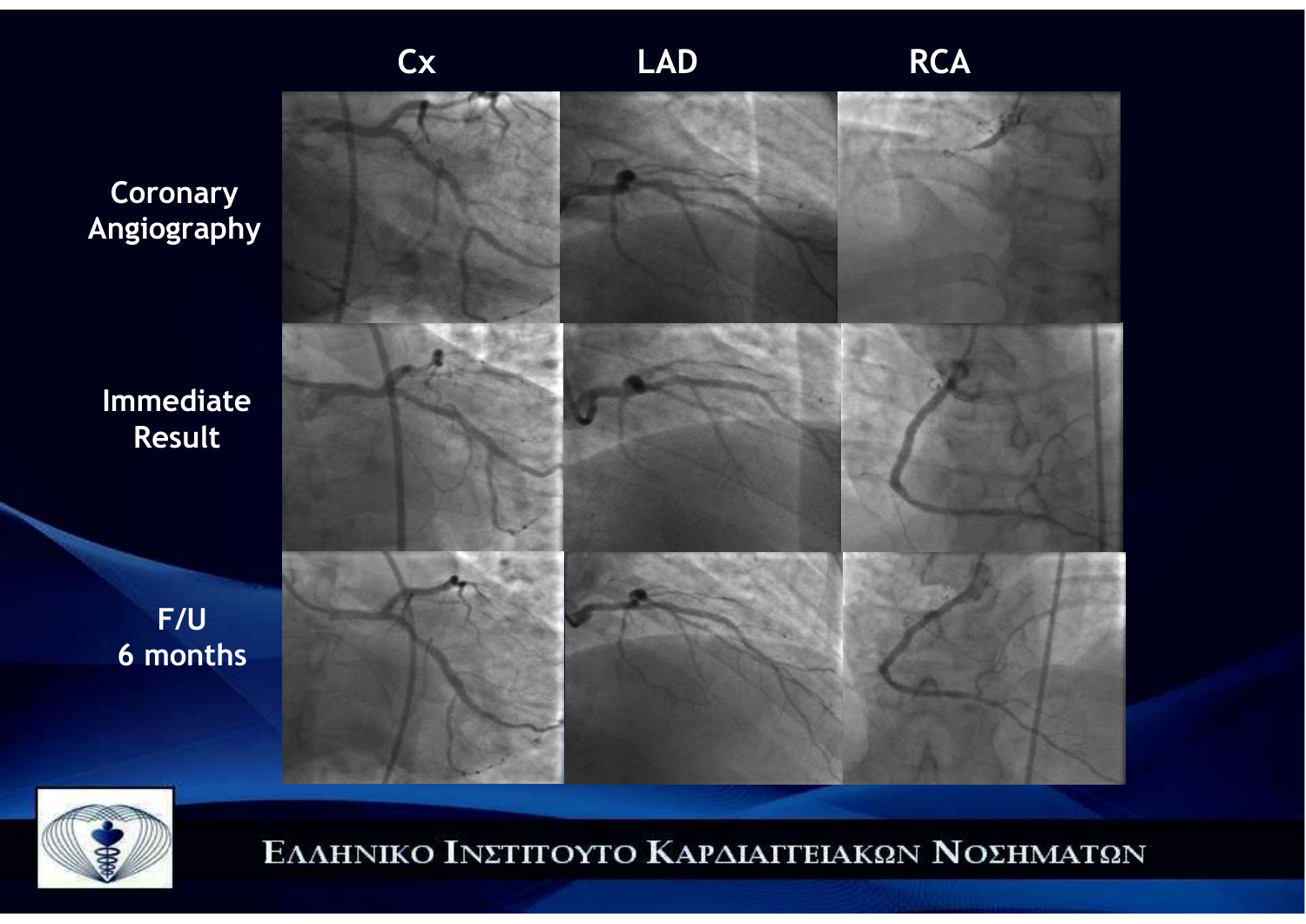| | Cx | LAD | RCA |
|---|---|---|---|
| Coronary Angiography | | | |
| Immediate Result | | | |
| F/U 6 months | | | |

ΕΛΛΗΝΙΚΟ ΙΝΣΤΙΤΟΥΤΟ ΚΑΡΔΙΑΓΓΕΙΑΚΩΝ ΝΟΣΗΜΑΤΩΝ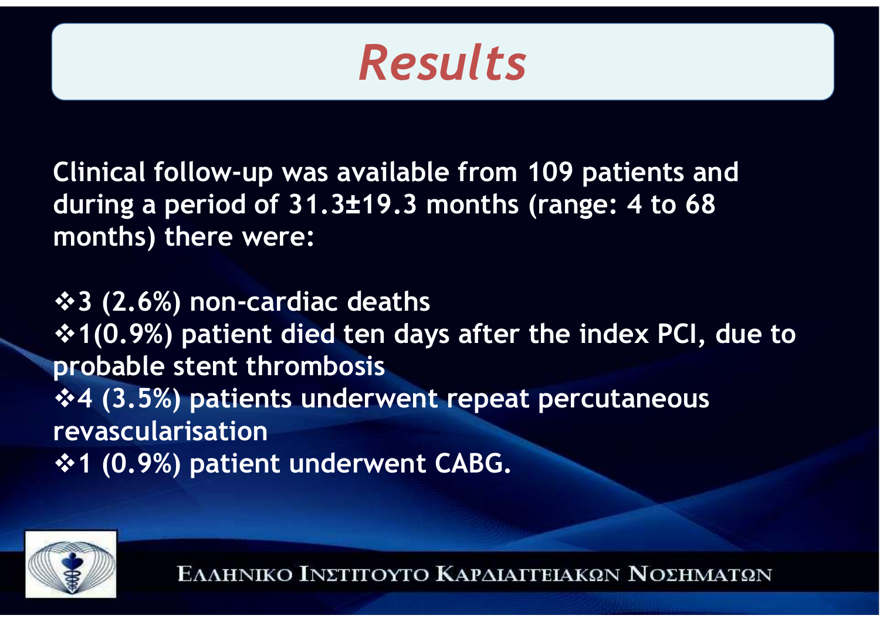# Results

**Clinical follow-up was available from 109 patients and during a period of 31.3±19.3 months (range: 4 to 68 months) there were:**

- **3 (2.6%) non-cardiac deaths**
- **1(0.9%) patient died ten days after the index PCI, due to probable stent thrombosis**
- **4 (3.5%) patients underwent repeat percutaneous revascularisation**
- **1 (0.9%) patient underwent CABG.**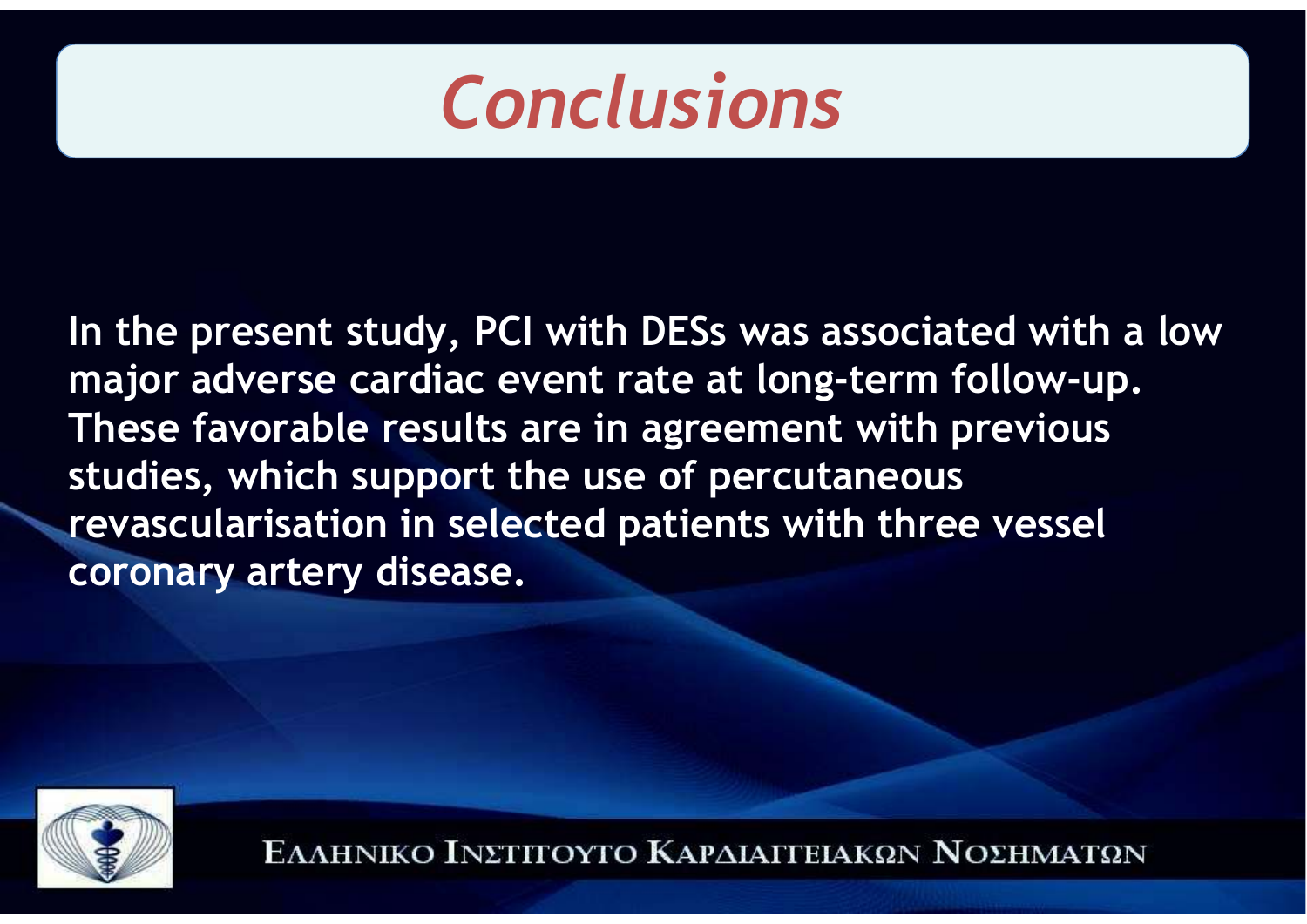# *Conclusions*

**In the present study, PCI with DESs was associated with a low major adverse cardiac event rate at long-term follow-up. These favorable results are in agreement with previous studies, which support the use of percutaneous revascularisation in selected patients with three vessel coronary artery disease.**

ΕΛΛΗΝΙΚΟ ΙΝΣΤΙΤΟΥΤΟ ΚΑΡΔΙΑΓΓΕΙΑΚΩΝ ΝΟΣΗΜΑΤΩΝ